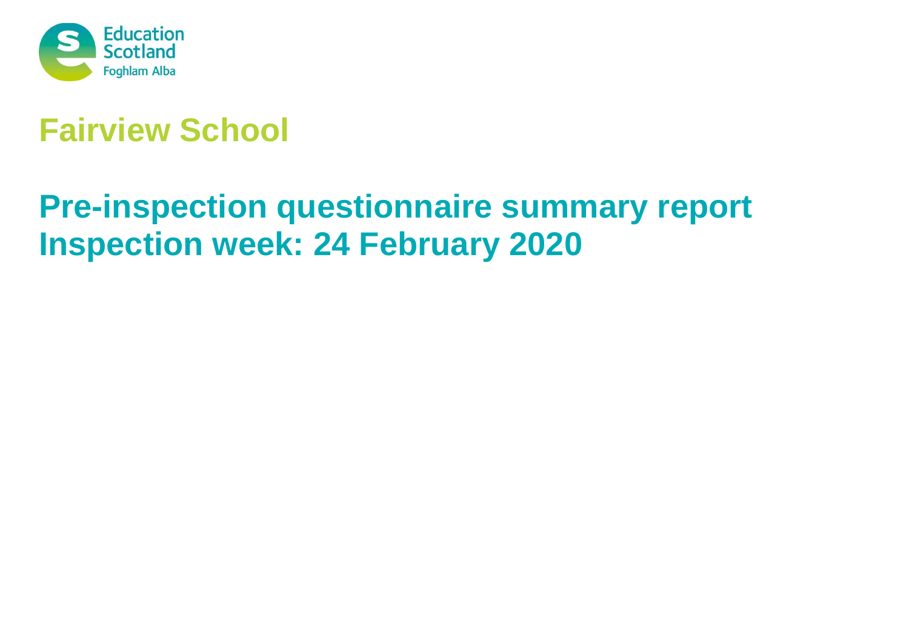Education Scotland
Foghlam Alba

# Fairview School

## Pre-inspection questionnaire summary report
## Inspection week: 24 February 2020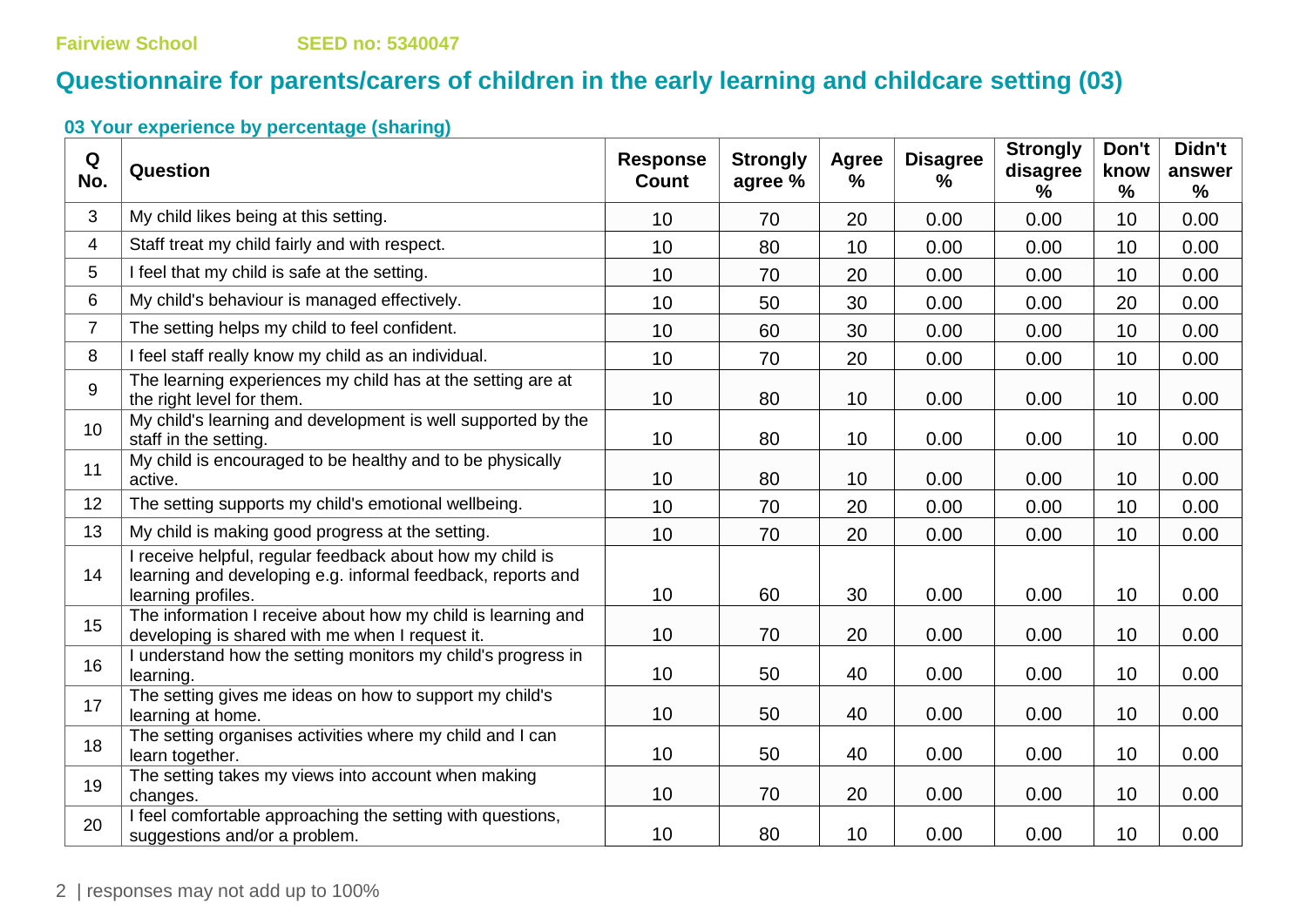## Questionnaire for parents/carers of children in the early learning and childcare setting (03)

### 03 Your experience by percentage (sharing)

| Q No. | Question | Response Count | Strongly agree % | Agree % | Disagree % | Strongly disagree % | Don't know % | Didn't answer % |
|---|---|---|---|---|---|---|---|---|
| 3 | My child likes being at this setting. | 10 | 70 | 20 | 0.00 | 0.00 | 10 | 0.00 |
| 4 | Staff treat my child fairly and with respect. | 10 | 80 | 10 | 0.00 | 0.00 | 10 | 0.00 |
| 5 | I feel that my child is safe at the setting. | 10 | 70 | 20 | 0.00 | 0.00 | 10 | 0.00 |
| 6 | My child's behaviour is managed effectively. | 10 | 50 | 30 | 0.00 | 0.00 | 20 | 0.00 |
| 7 | The setting helps my child to feel confident. | 10 | 60 | 30 | 0.00 | 0.00 | 10 | 0.00 |
| 8 | I feel staff really know my child as an individual. | 10 | 70 | 20 | 0.00 | 0.00 | 10 | 0.00 |
| 9 | The learning experiences my child has at the setting are at the right level for them. | 10 | 80 | 10 | 0.00 | 0.00 | 10 | 0.00 |
| 10 | My child's learning and development is well supported by the staff in the setting. | 10 | 80 | 10 | 0.00 | 0.00 | 10 | 0.00 |
| 11 | My child is encouraged to be healthy and to be physically active. | 10 | 80 | 10 | 0.00 | 0.00 | 10 | 0.00 |
| 12 | The setting supports my child's emotional wellbeing. | 10 | 70 | 20 | 0.00 | 0.00 | 10 | 0.00 |
| 13 | My child is making good progress at the setting. | 10 | 70 | 20 | 0.00 | 0.00 | 10 | 0.00 |
| 14 | I receive helpful, regular feedback about how my child is learning and developing e.g. informal feedback, reports and learning profiles. | 10 | 60 | 30 | 0.00 | 0.00 | 10 | 0.00 |
| 15 | The information I receive about how my child is learning and developing is shared with me when I request it. | 10 | 70 | 20 | 0.00 | 0.00 | 10 | 0.00 |
| 16 | I understand how the setting monitors my child's progress in learning. | 10 | 50 | 40 | 0.00 | 0.00 | 10 | 0.00 |
| 17 | The setting gives me ideas on how to support my child's learning at home. | 10 | 50 | 40 | 0.00 | 0.00 | 10 | 0.00 |
| 18 | The setting organises activities where my child and I can learn together. | 10 | 50 | 40 | 0.00 | 0.00 | 10 | 0.00 |
| 19 | The setting takes my views into account when making changes. | 10 | 70 | 20 | 0.00 | 0.00 | 10 | 0.00 |
| 20 | I feel comfortable approaching the setting with questions, suggestions and/or a problem. | 10 | 80 | 10 | 0.00 | 0.00 | 10 | 0.00 |

responses may not add up to 100%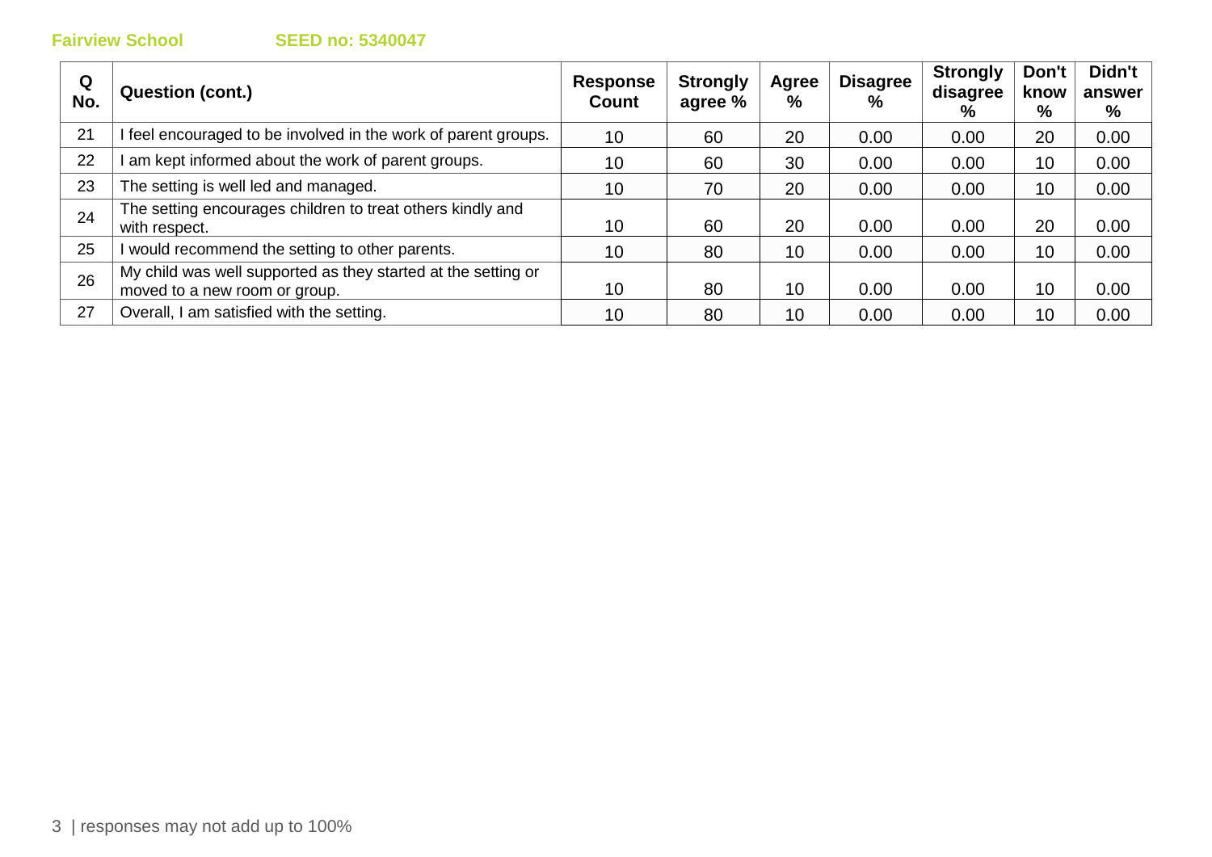| Q No. | Question (cont.) | Response Count | Strongly agree % | Agree % | Disagree % | Strongly disagree % | Don't know % | Didn't answer % |
|---|---|---|---|---|---|---|---|---|
| 21 | I feel encouraged to be involved in the work of parent groups. | 10 | 60 | 20 | 0.00 | 0.00 | 20 | 0.00 |
| 22 | I am kept informed about the work of parent groups. | 10 | 60 | 30 | 0.00 | 0.00 | 10 | 0.00 |
| 23 | The setting is well led and managed. | 10 | 70 | 20 | 0.00 | 0.00 | 10 | 0.00 |
| 24 | The setting encourages children to treat others kindly and with respect. | 10 | 60 | 20 | 0.00 | 0.00 | 20 | 0.00 |
| 25 | I would recommend the setting to other parents. | 10 | 80 | 10 | 0.00 | 0.00 | 10 | 0.00 |
| 26 | My child was well supported as they started at the setting or moved to a new room or group. | 10 | 80 | 10 | 0.00 | 0.00 | 10 | 0.00 |
| 27 | Overall, I am satisfied with the setting. | 10 | 80 | 10 | 0.00 | 0.00 | 10 | 0.00 |

responses may not add up to 100%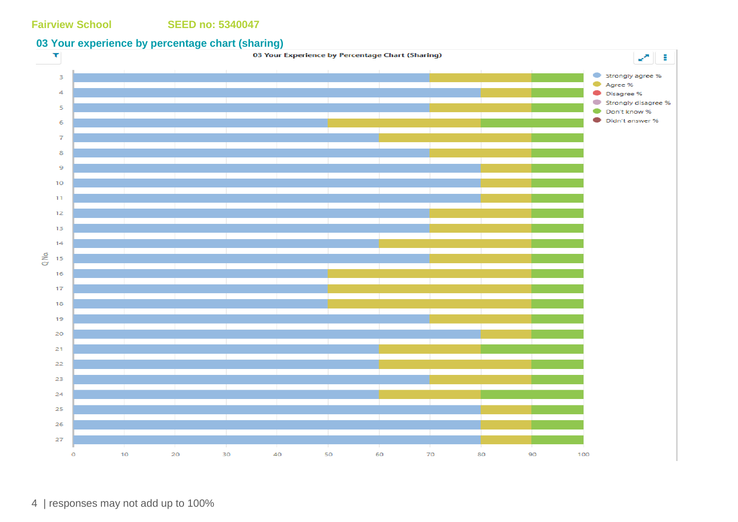Fairview School SEED no: 5340047

## 03 Your experience by percentage chart (sharing)

**03 Your Experience by Percentage Chart (Sharing)**

| Q No. | Strongly agree % | Agree % | Disagree % | Strongly disagree % | Don't know % | Didn't answer % |
|---|---|---|---|---|---|---|
| 3 | 70 | 20 | | | 10 | |
| 4 | 80 | 10 | | | 10 | |
| 5 | 70 | 20 | | | 10 | |
| 6 | 50 | 30 | | | 20 | |
| 7 | 60 | 30 | | | 10 | |
| 8 | 70 | 20 | | | 10 | |
| 9 | 80 | 10 | | | 10 | |
| 10 | 80 | 10 | | | 10 | |
| 11 | 80 | 10 | | | 10 | |
| 12 | 70 | 20 | | | 10 | |
| 13 | 70 | 20 | | | 10 | |
| 14 | 60 | 30 | | | 10 | |
| 15 | 70 | 20 | | | 10 | |
| 16 | 50 | 40 | | | 10 | |
| 17 | 50 | 40 | | | 10 | |
| 18 | 50 | 40 | | | 10 | |
| 19 | 70 | 20 | | | 10 | |
| 20 | 80 | 10 | | | 10 | |
| 21 | 60 | 20 | | | 20 | |
| 22 | 60 | 30 | | | 10 | |
| 23 | 70 | 20 | | | 10 | |
| 24 | 60 | 20 | | | 20 | |
| 25 | 80 | 10 | | | 10 | |
| 26 | 80 | 10 | | | 10 | |
| 27 | 80 | 10 | | | 10 | |

responses may not add up to 100%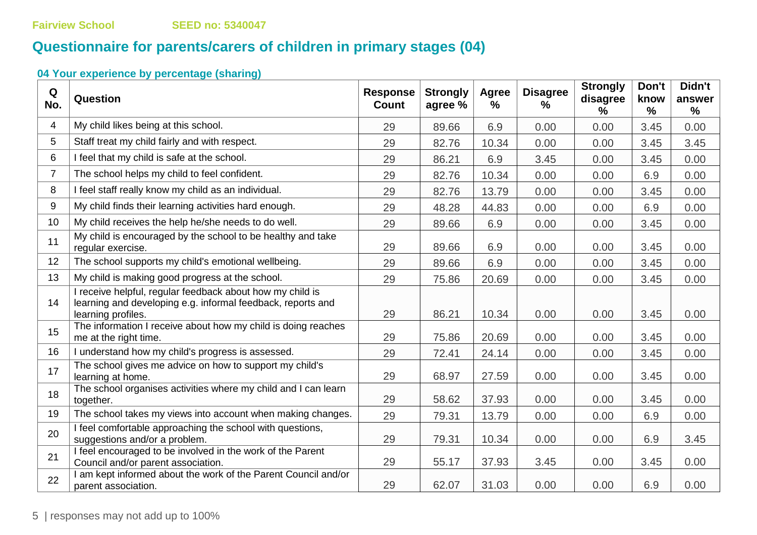Fairview School SEED no: 5340047

## Questionnaire for parents/carers of children in primary stages (04)

### 04 Your experience by percentage (sharing)

| Q No. | Question | Response Count | Strongly agree % | Agree % | Disagree % | Strongly disagree % | Don't know % | Didn't answer % |
|---|---|---|---|---|---|---|---|---|
| 4 | My child likes being at this school. | 29 | 89.66 | 6.9 | 0.00 | 0.00 | 3.45 | 0.00 |
| 5 | Staff treat my child fairly and with respect. | 29 | 82.76 | 10.34 | 0.00 | 0.00 | 3.45 | 3.45 |
| 6 | I feel that my child is safe at the school. | 29 | 86.21 | 6.9 | 3.45 | 0.00 | 3.45 | 0.00 |
| 7 | The school helps my child to feel confident. | 29 | 82.76 | 10.34 | 0.00 | 0.00 | 6.9 | 0.00 |
| 8 | I feel staff really know my child as an individual. | 29 | 82.76 | 13.79 | 0.00 | 0.00 | 3.45 | 0.00 |
| 9 | My child finds their learning activities hard enough. | 29 | 48.28 | 44.83 | 0.00 | 0.00 | 6.9 | 0.00 |
| 10 | My child receives the help he/she needs to do well. | 29 | 89.66 | 6.9 | 0.00 | 0.00 | 3.45 | 0.00 |
| 11 | My child is encouraged by the school to be healthy and take regular exercise. | 29 | 89.66 | 6.9 | 0.00 | 0.00 | 3.45 | 0.00 |
| 12 | The school supports my child's emotional wellbeing. | 29 | 89.66 | 6.9 | 0.00 | 0.00 | 3.45 | 0.00 |
| 13 | My child is making good progress at the school. | 29 | 75.86 | 20.69 | 0.00 | 0.00 | 3.45 | 0.00 |
| 14 | I receive helpful, regular feedback about how my child is learning and developing e.g. informal feedback, reports and learning profiles. | 29 | 86.21 | 10.34 | 0.00 | 0.00 | 3.45 | 0.00 |
| 15 | The information I receive about how my child is doing reaches me at the right time. | 29 | 75.86 | 20.69 | 0.00 | 0.00 | 3.45 | 0.00 |
| 16 | I understand how my child's progress is assessed. | 29 | 72.41 | 24.14 | 0.00 | 0.00 | 3.45 | 0.00 |
| 17 | The school gives me advice on how to support my child's learning at home. | 29 | 68.97 | 27.59 | 0.00 | 0.00 | 3.45 | 0.00 |
| 18 | The school organises activities where my child and I can learn together. | 29 | 58.62 | 37.93 | 0.00 | 0.00 | 3.45 | 0.00 |
| 19 | The school takes my views into account when making changes. | 29 | 79.31 | 13.79 | 0.00 | 0.00 | 6.9 | 0.00 |
| 20 | I feel comfortable approaching the school with questions, suggestions and/or a problem. | 29 | 79.31 | 10.34 | 0.00 | 0.00 | 6.9 | 3.45 |
| 21 | I feel encouraged to be involved in the work of the Parent Council and/or parent association. | 29 | 55.17 | 37.93 | 3.45 | 0.00 | 3.45 | 0.00 |
| 22 | I am kept informed about the work of the Parent Council and/or parent association. | 29 | 62.07 | 31.03 | 0.00 | 0.00 | 6.9 | 0.00 |

responses may not add up to 100%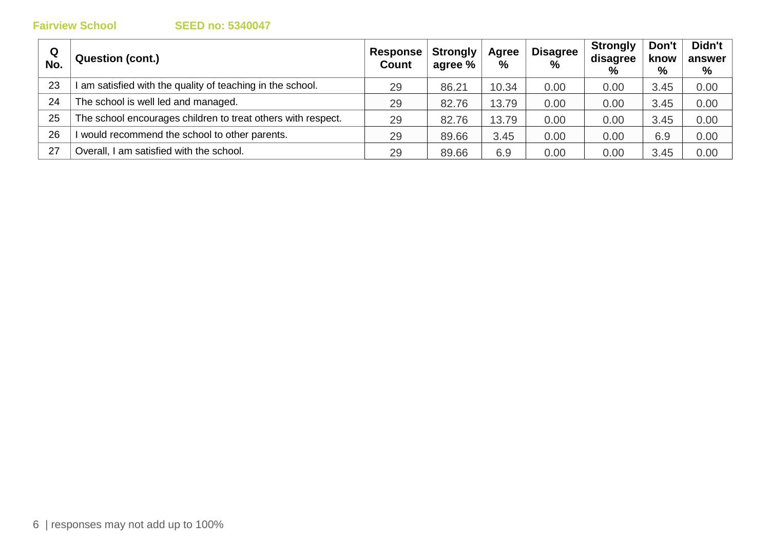| Q No. | Question (cont.) | Response Count | Strongly agree % | Agree % | Disagree % | Strongly disagree % | Don't know % | Didn't answer % |
|---|---|---|---|---|---|---|---|---|
| 23 | I am satisfied with the quality of teaching in the school. | 29 | 86.21 | 10.34 | 0.00 | 0.00 | 3.45 | 0.00 |
| 24 | The school is well led and managed. | 29 | 82.76 | 13.79 | 0.00 | 0.00 | 3.45 | 0.00 |
| 25 | The school encourages children to treat others with respect. | 29 | 82.76 | 13.79 | 0.00 | 0.00 | 3.45 | 0.00 |
| 26 | I would recommend the school to other parents. | 29 | 89.66 | 3.45 | 0.00 | 0.00 | 6.9 | 0.00 |
| 27 | Overall, I am satisfied with the school. | 29 | 89.66 | 6.9 | 0.00 | 0.00 | 3.45 | 0.00 |

responses may not add up to 100%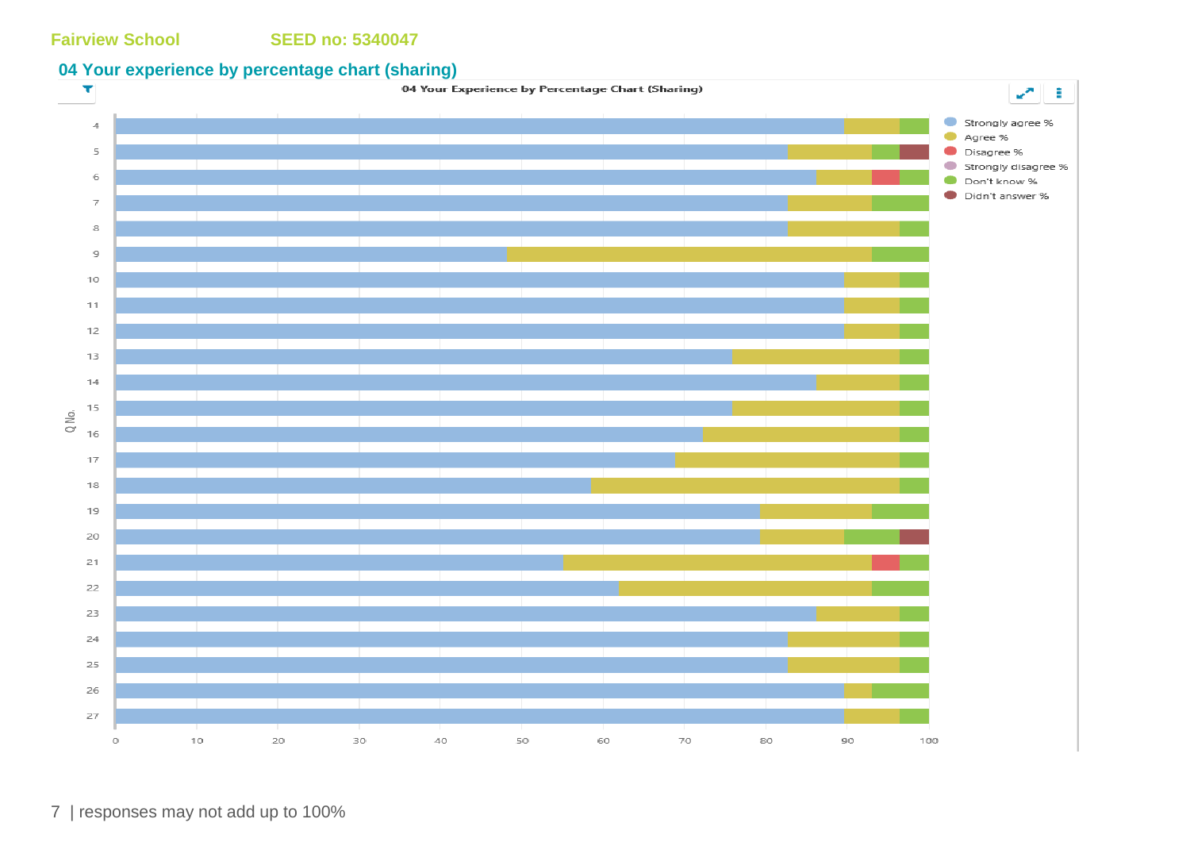Fairview School SEED no: 5340047

## 04 Your experience by percentage chart (sharing)

04 Your Experience by Percentage Chart (Sharing)

Strongly agree %
Agree %
Disagree %
Strongly disagree %
Don't know %
Didn't answer %

Q No.

4
5
6
7
8
9
10
11
12
13
14
15
16
17
18
19
20
21
22
23
24
25
26
27

0 10 20 30 40 50 60 70 80 90 100

| responses may not add up to 100%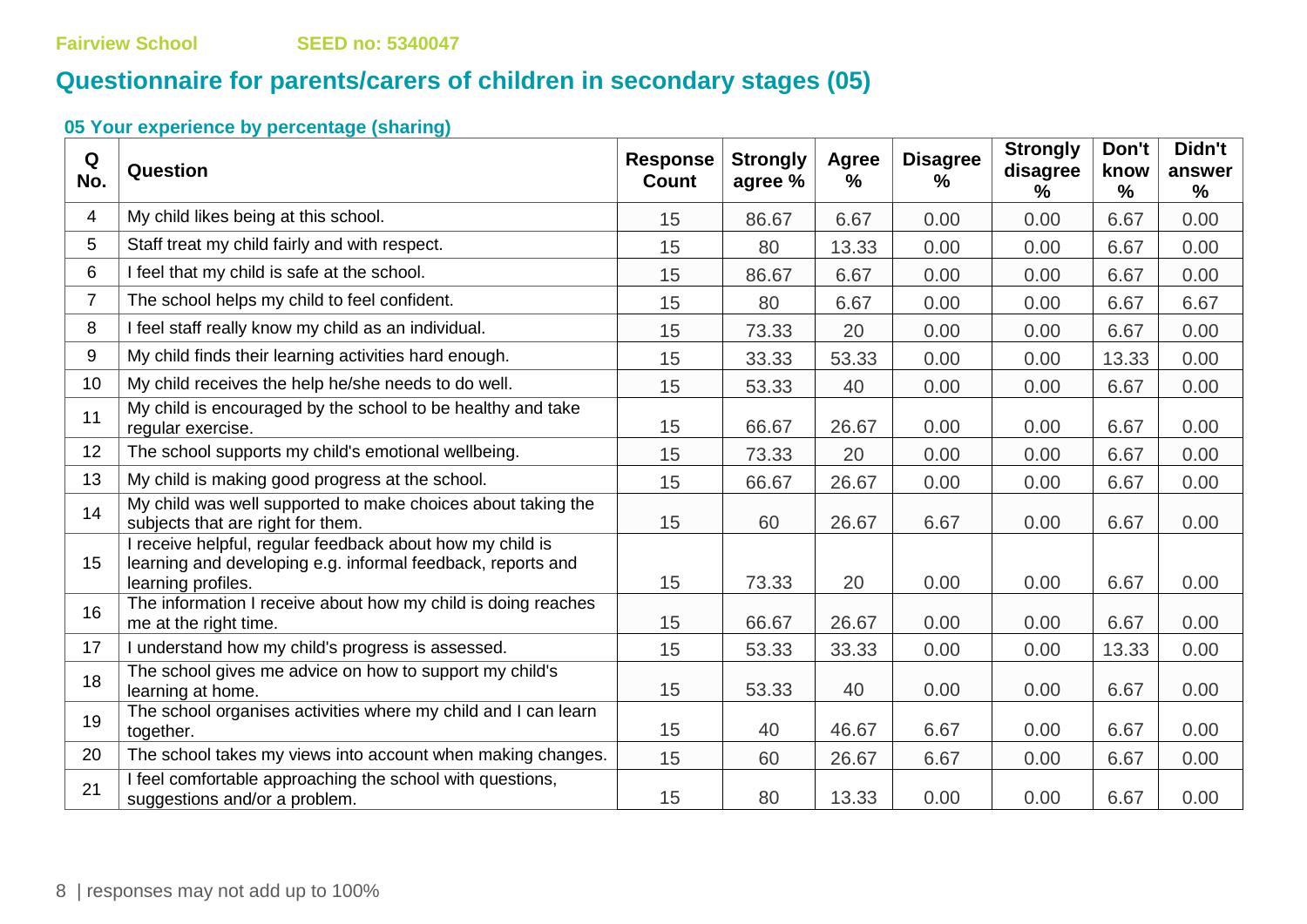Fairview School SEED no: 5340047

# Questionnaire for parents/carers of children in secondary stages (05)

## 05 Your experience by percentage (sharing)

| Q No. | Question | Response Count | Strongly agree % | Agree % | Disagree % | Strongly disagree % | Don't know % | Didn't answer % |
|---|---|---|---|---|---|---|---|---|
| 4 | My child likes being at this school. | 15 | 86.67 | 6.67 | 0.00 | 0.00 | 6.67 | 0.00 |
| 5 | Staff treat my child fairly and with respect. | 15 | 80 | 13.33 | 0.00 | 0.00 | 6.67 | 0.00 |
| 6 | I feel that my child is safe at the school. | 15 | 86.67 | 6.67 | 0.00 | 0.00 | 6.67 | 0.00 |
| 7 | The school helps my child to feel confident. | 15 | 80 | 6.67 | 0.00 | 0.00 | 6.67 | 6.67 |
| 8 | I feel staff really know my child as an individual. | 15 | 73.33 | 20 | 0.00 | 0.00 | 6.67 | 0.00 |
| 9 | My child finds their learning activities hard enough. | 15 | 33.33 | 53.33 | 0.00 | 0.00 | 13.33 | 0.00 |
| 10 | My child receives the help he/she needs to do well. | 15 | 53.33 | 40 | 0.00 | 0.00 | 6.67 | 0.00 |
| 11 | My child is encouraged by the school to be healthy and take regular exercise. | 15 | 66.67 | 26.67 | 0.00 | 0.00 | 6.67 | 0.00 |
| 12 | The school supports my child's emotional wellbeing. | 15 | 73.33 | 20 | 0.00 | 0.00 | 6.67 | 0.00 |
| 13 | My child is making good progress at the school. | 15 | 66.67 | 26.67 | 0.00 | 0.00 | 6.67 | 0.00 |
| 14 | My child was well supported to make choices about taking the subjects that are right for them. | 15 | 60 | 26.67 | 6.67 | 0.00 | 6.67 | 0.00 |
| 15 | I receive helpful, regular feedback about how my child is learning and developing e.g. informal feedback, reports and learning profiles. | 15 | 73.33 | 20 | 0.00 | 0.00 | 6.67 | 0.00 |
| 16 | The information I receive about how my child is doing reaches me at the right time. | 15 | 66.67 | 26.67 | 0.00 | 0.00 | 6.67 | 0.00 |
| 17 | I understand how my child's progress is assessed. | 15 | 53.33 | 33.33 | 0.00 | 0.00 | 13.33 | 0.00 |
| 18 | The school gives me advice on how to support my child's learning at home. | 15 | 53.33 | 40 | 0.00 | 0.00 | 6.67 | 0.00 |
| 19 | The school organises activities where my child and I can learn together. | 15 | 40 | 46.67 | 6.67 | 0.00 | 6.67 | 0.00 |
| 20 | The school takes my views into account when making changes. | 15 | 60 | 26.67 | 6.67 | 0.00 | 6.67 | 0.00 |
| 21 | I feel comfortable approaching the school with questions, suggestions and/or a problem. | 15 | 80 | 13.33 | 0.00 | 0.00 | 6.67 | 0.00 |

responses may not add up to 100%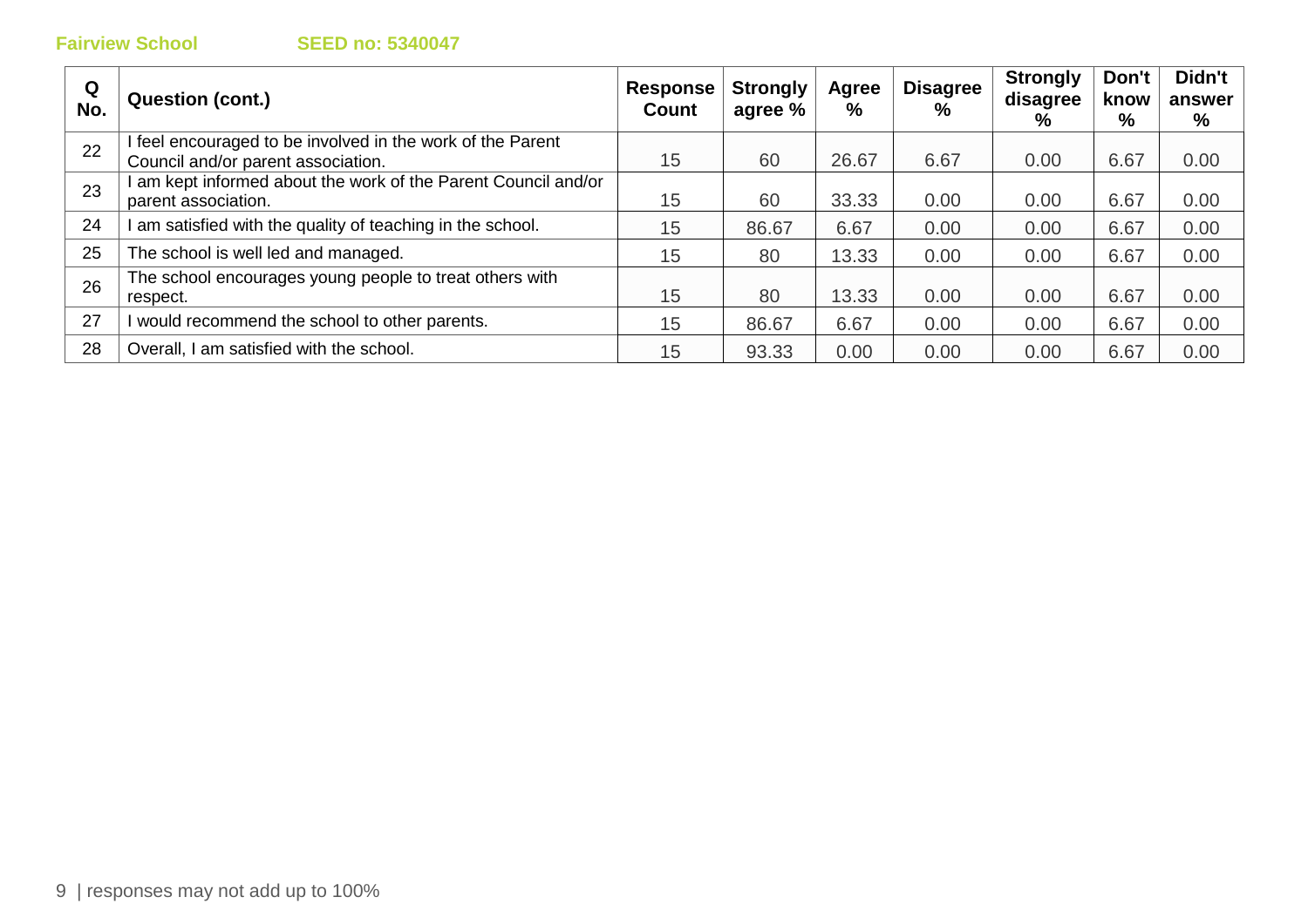| Q No. | Question (cont.) | Response Count | Strongly agree % | Agree % | Disagree % | Strongly disagree % | Don't know % | Didn't answer % |
|---|---|---|---|---|---|---|---|---|
| 22 | I feel encouraged to be involved in the work of the Parent Council and/or parent association. | 15 | 60 | 26.67 | 6.67 | 0.00 | 6.67 | 0.00 |
| 23 | I am kept informed about the work of the Parent Council and/or parent association. | 15 | 60 | 33.33 | 0.00 | 0.00 | 6.67 | 0.00 |
| 24 | I am satisfied with the quality of teaching in the school. | 15 | 86.67 | 6.67 | 0.00 | 0.00 | 6.67 | 0.00 |
| 25 | The school is well led and managed. | 15 | 80 | 13.33 | 0.00 | 0.00 | 6.67 | 0.00 |
| 26 | The school encourages young people to treat others with respect. | 15 | 80 | 13.33 | 0.00 | 0.00 | 6.67 | 0.00 |
| 27 | I would recommend the school to other parents. | 15 | 86.67 | 6.67 | 0.00 | 0.00 | 6.67 | 0.00 |
| 28 | Overall, I am satisfied with the school. | 15 | 93.33 | 0.00 | 0.00 | 0.00 | 6.67 | 0.00 |

responses may not add up to 100%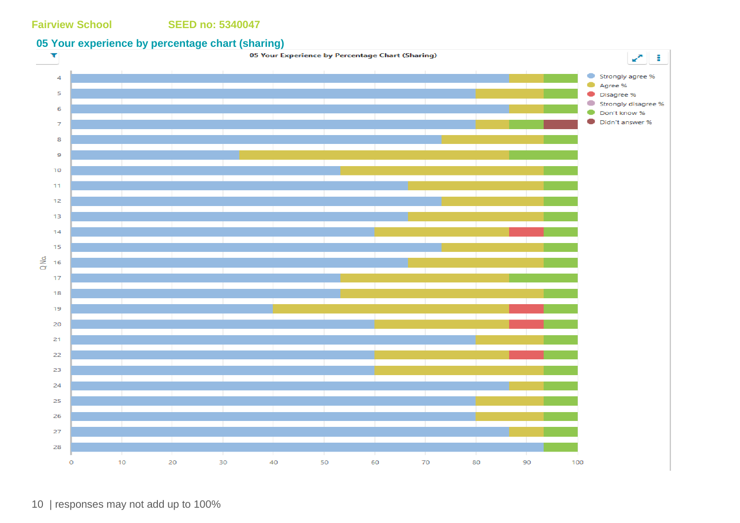Fairview School SEED no: 5340047

## 05 Your experience by percentage chart (sharing)

05 Your Experience by Percentage Chart (Sharing)

Legend: Strongly agree % | Agree % | Disagree % | Strongly disagree % | Don't know % | Didn't answer %

Q No. 4–28; x-axis 0–100

responses may not add up to 100%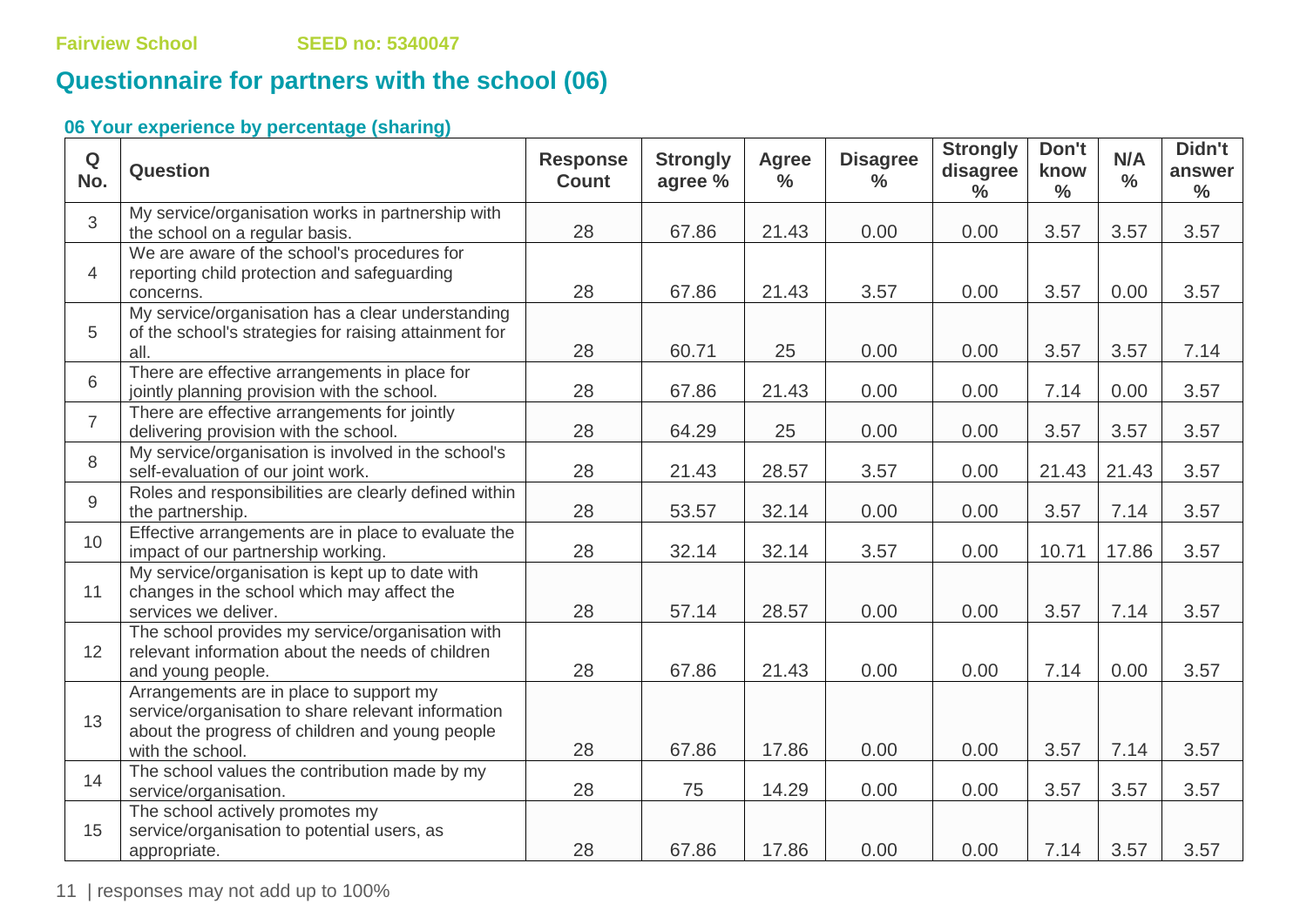Fairview School SEED no: 5340047

# Questionnaire for partners with the school (06)

### 06 Your experience by percentage (sharing)

| Q No. | Question | Response Count | Strongly agree % | Agree % | Disagree % | Strongly disagree % | Don't know % | N/A % | Didn't answer % |
|---|---|---|---|---|---|---|---|---|---|
| 3 | My service/organisation works in partnership with the school on a regular basis. | 28 | 67.86 | 21.43 | 0.00 | 0.00 | 3.57 | 3.57 | 3.57 |
| 4 | We are aware of the school's procedures for reporting child protection and safeguarding concerns. | 28 | 67.86 | 21.43 | 3.57 | 0.00 | 3.57 | 0.00 | 3.57 |
| 5 | My service/organisation has a clear understanding of the school's strategies for raising attainment for all. | 28 | 60.71 | 25 | 0.00 | 0.00 | 3.57 | 3.57 | 7.14 |
| 6 | There are effective arrangements in place for jointly planning provision with the school. | 28 | 67.86 | 21.43 | 0.00 | 0.00 | 7.14 | 0.00 | 3.57 |
| 7 | There are effective arrangements for jointly delivering provision with the school. | 28 | 64.29 | 25 | 0.00 | 0.00 | 3.57 | 3.57 | 3.57 |
| 8 | My service/organisation is involved in the school's self-evaluation of our joint work. | 28 | 21.43 | 28.57 | 3.57 | 0.00 | 21.43 | 21.43 | 3.57 |
| 9 | Roles and responsibilities are clearly defined within the partnership. | 28 | 53.57 | 32.14 | 0.00 | 0.00 | 3.57 | 7.14 | 3.57 |
| 10 | Effective arrangements are in place to evaluate the impact of our partnership working. | 28 | 32.14 | 32.14 | 3.57 | 0.00 | 10.71 | 17.86 | 3.57 |
| 11 | My service/organisation is kept up to date with changes in the school which may affect the services we deliver. | 28 | 57.14 | 28.57 | 0.00 | 0.00 | 3.57 | 7.14 | 3.57 |
| 12 | The school provides my service/organisation with relevant information about the needs of children and young people. | 28 | 67.86 | 21.43 | 0.00 | 0.00 | 7.14 | 0.00 | 3.57 |
| 13 | Arrangements are in place to support my service/organisation to share relevant information about the progress of children and young people with the school. | 28 | 67.86 | 17.86 | 0.00 | 0.00 | 3.57 | 7.14 | 3.57 |
| 14 | The school values the contribution made by my service/organisation. | 28 | 75 | 14.29 | 0.00 | 0.00 | 3.57 | 3.57 | 3.57 |
| 15 | The school actively promotes my service/organisation to potential users, as appropriate. | 28 | 67.86 | 17.86 | 0.00 | 0.00 | 7.14 | 3.57 | 3.57 |

responses may not add up to 100%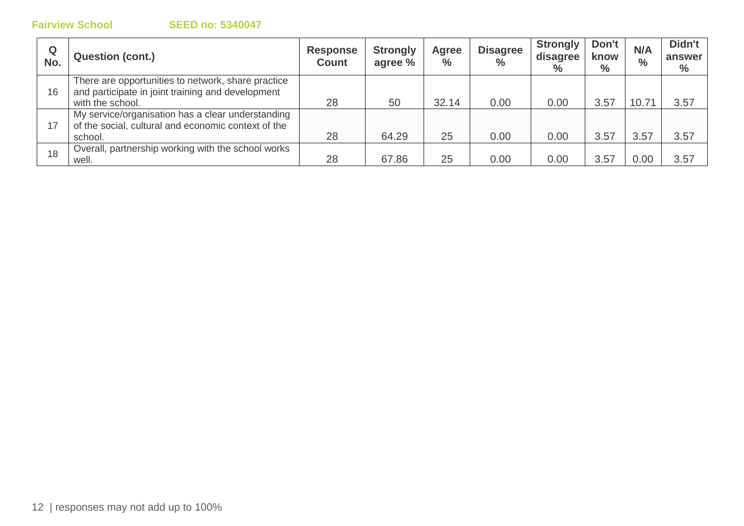**Fairview School** **SEED no: 5340047**

| Q No. | Question (cont.) | Response Count | Strongly agree % | Agree % | Disagree % | Strongly disagree % | Don't know % | N/A % | Didn't answer % |
|---|---|---|---|---|---|---|---|---|---|
| 16 | There are opportunities to network, share practice and participate in joint training and development with the school. | 28 | 50 | 32.14 | 0.00 | 0.00 | 3.57 | 10.71 | 3.57 |
| 17 | My service/organisation has a clear understanding of the social, cultural and economic context of the school. | 28 | 64.29 | 25 | 0.00 | 0.00 | 3.57 | 3.57 | 3.57 |
| 18 | Overall, partnership working with the school works well. | 28 | 67.86 | 25 | 0.00 | 0.00 | 3.57 | 0.00 | 3.57 |

responses may not add up to 100%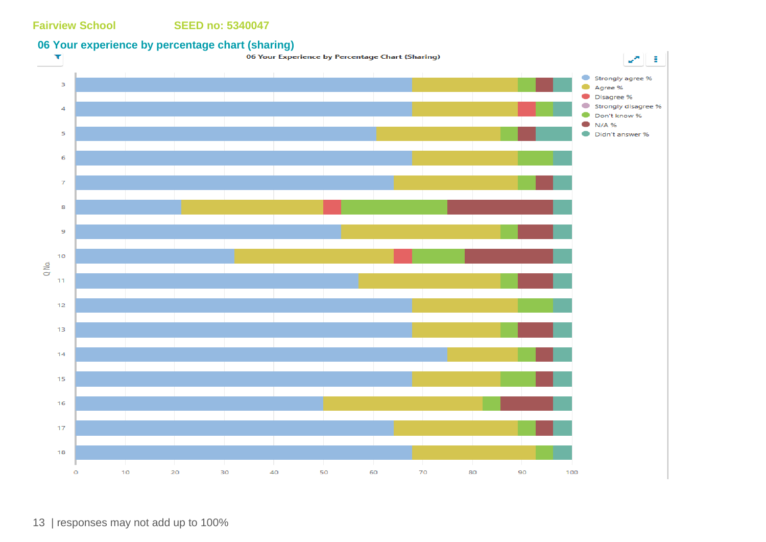Fairview School SEED no: 5340047

## 06 Your experience by percentage chart (sharing)

06 Your Experience by Percentage Chart (Sharing)

Legend: Strongly agree %, Agree %, Disagree %, Strongly disagree %, Don't know %, N/A %, Didn't answer %

Q No.: 3, 4, 5, 6, 7, 8, 9, 10, 11, 12, 13, 14, 15, 16, 17, 18

Axis: 0, 10, 20, 30, 40, 50, 60, 70, 80, 90, 100

responses may not add up to 100%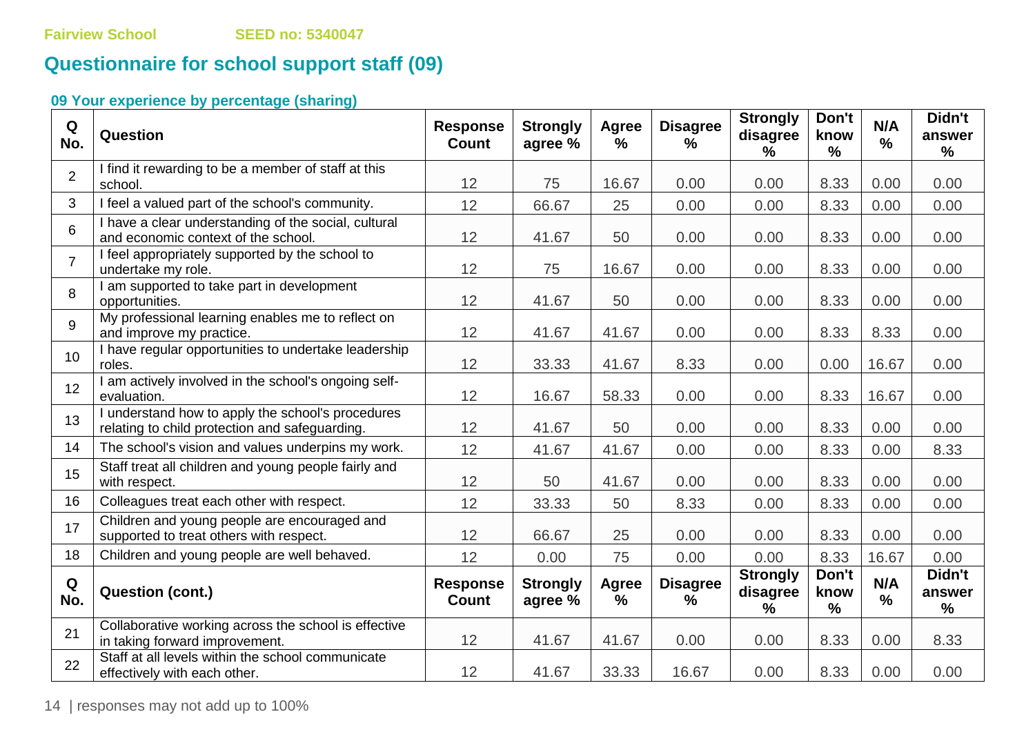Fairview School SEED no: 5340047

## Questionnaire for school support staff (09)

### 09 Your experience by percentage (sharing)

| Q No. | Question | Response Count | Strongly agree % | Agree % | Disagree % | Strongly disagree % | Don't know % | N/A % | Didn't answer % |
|---|---|---|---|---|---|---|---|---|---|
| 2 | I find it rewarding to be a member of staff at this school. | 12 | 75 | 16.67 | 0.00 | 0.00 | 8.33 | 0.00 | 0.00 |
| 3 | I feel a valued part of the school's community. | 12 | 66.67 | 25 | 0.00 | 0.00 | 8.33 | 0.00 | 0.00 |
| 6 | I have a clear understanding of the social, cultural and economic context of the school. | 12 | 41.67 | 50 | 0.00 | 0.00 | 8.33 | 0.00 | 0.00 |
| 7 | I feel appropriately supported by the school to undertake my role. | 12 | 75 | 16.67 | 0.00 | 0.00 | 8.33 | 0.00 | 0.00 |
| 8 | I am supported to take part in development opportunities. | 12 | 41.67 | 50 | 0.00 | 0.00 | 8.33 | 0.00 | 0.00 |
| 9 | My professional learning enables me to reflect on and improve my practice. | 12 | 41.67 | 41.67 | 0.00 | 0.00 | 8.33 | 8.33 | 0.00 |
| 10 | I have regular opportunities to undertake leadership roles. | 12 | 33.33 | 41.67 | 8.33 | 0.00 | 0.00 | 16.67 | 0.00 |
| 12 | I am actively involved in the school's ongoing self-evaluation. | 12 | 16.67 | 58.33 | 0.00 | 0.00 | 8.33 | 16.67 | 0.00 |
| 13 | I understand how to apply the school's procedures relating to child protection and safeguarding. | 12 | 41.67 | 50 | 0.00 | 0.00 | 8.33 | 0.00 | 0.00 |
| 14 | The school's vision and values underpins my work. | 12 | 41.67 | 41.67 | 0.00 | 0.00 | 8.33 | 0.00 | 8.33 |
| 15 | Staff treat all children and young people fairly and with respect. | 12 | 50 | 41.67 | 0.00 | 0.00 | 8.33 | 0.00 | 0.00 |
| 16 | Colleagues treat each other with respect. | 12 | 33.33 | 50 | 8.33 | 0.00 | 8.33 | 0.00 | 0.00 |
| 17 | Children and young people are encouraged and supported to treat others with respect. | 12 | 66.67 | 25 | 0.00 | 0.00 | 8.33 | 0.00 | 0.00 |
| 18 | Children and young people are well behaved. | 12 | 0.00 | 75 | 0.00 | 0.00 | 8.33 | 16.67 | 0.00 |
| 21 | Collaborative working across the school is effective in taking forward improvement. | 12 | 41.67 | 41.67 | 0.00 | 0.00 | 8.33 | 0.00 | 8.33 |
| 22 | Staff at all levels within the school communicate effectively with each other. | 12 | 41.67 | 33.33 | 16.67 | 0.00 | 8.33 | 0.00 | 0.00 |

responses may not add up to 100%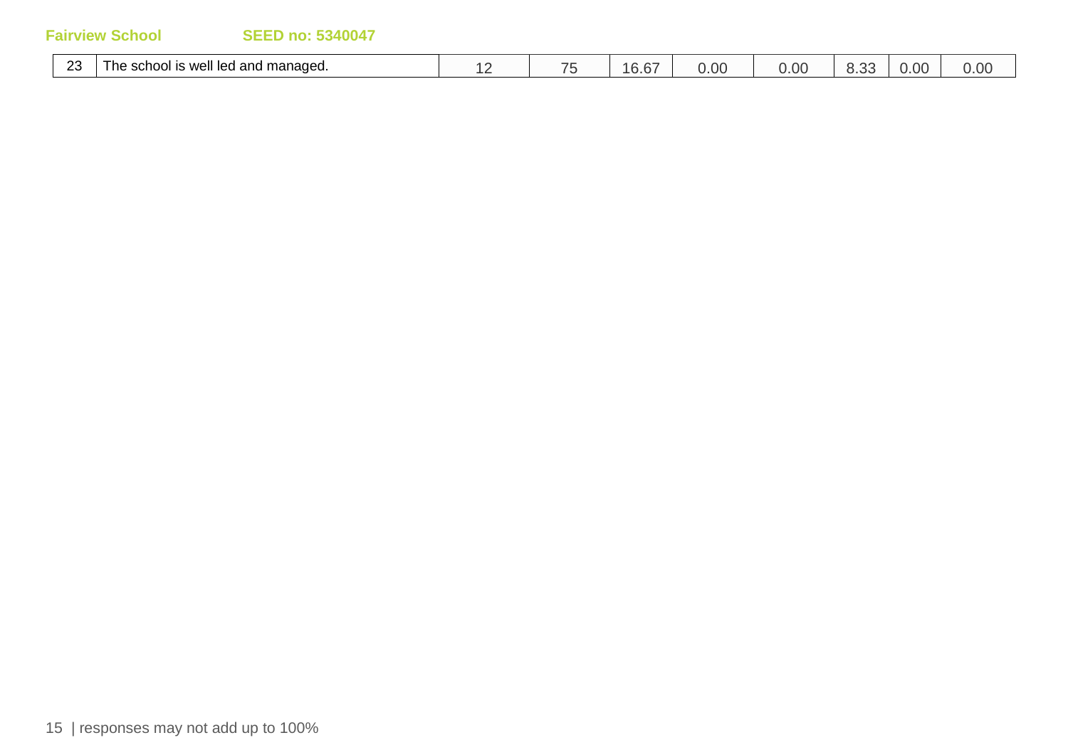| 23 | The school is well led and managed. | 12 | 75 | 16.67 | 0.00 | 0.00 | 8.33 | 0.00 | 0.00 |
|---|---|---|---|---|---|---|---|---|---|

| responses may not add up to 100%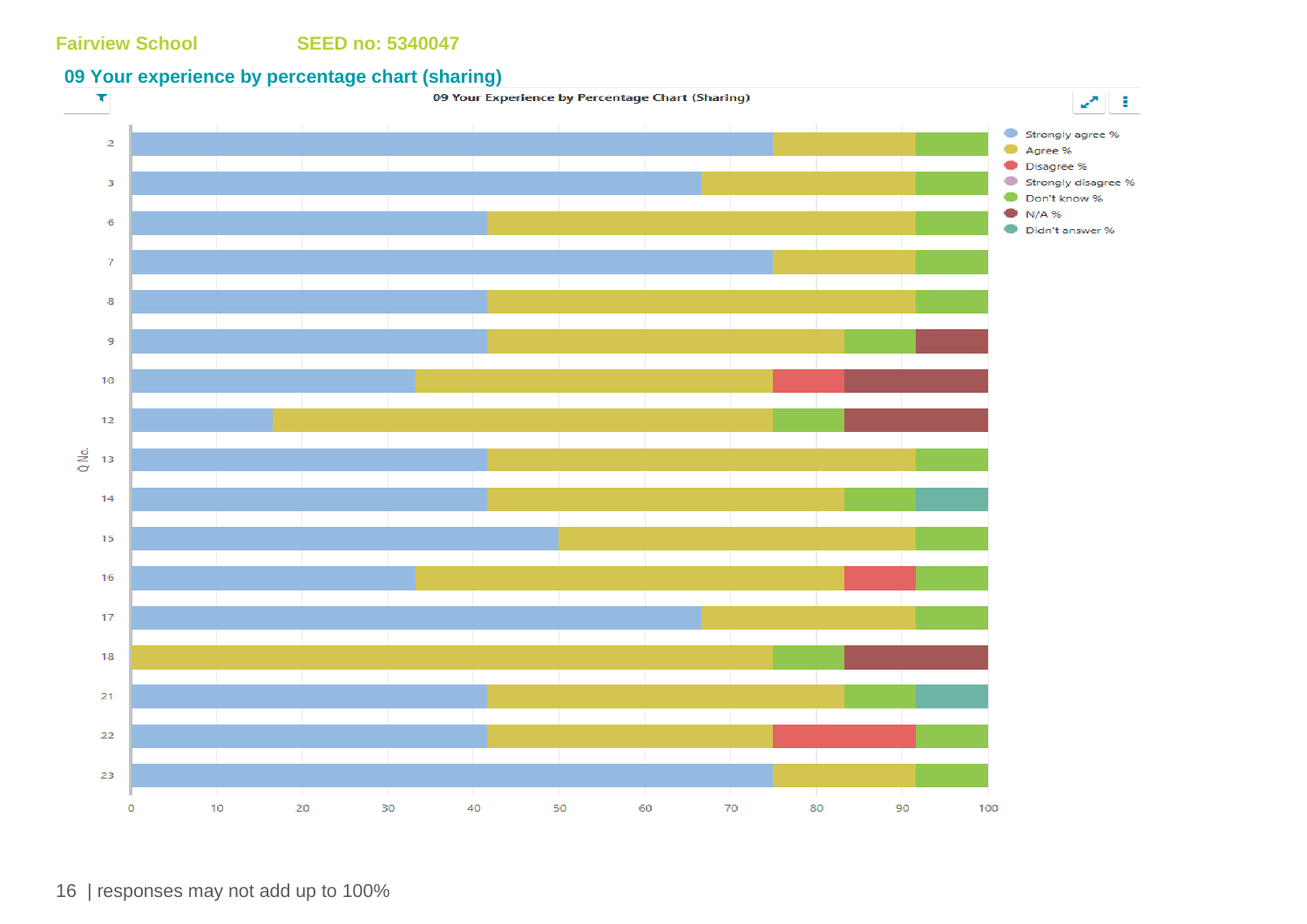Fairview School SEED no: 5340047

## 09 Your experience by percentage chart (sharing)

09 Your Experience by Percentage Chart (Sharing)

Legend: Strongly agree %, Agree %, Disagree %, Strongly disagree %, Don't know %, N/A %, Didn't answer %

Q No.: 2, 3, 6, 7, 8, 9, 10, 12, 13, 14, 15, 16, 17, 18, 21, 22, 23

0 10 20 30 40 50 60 70 80 90 100

| responses may not add up to 100%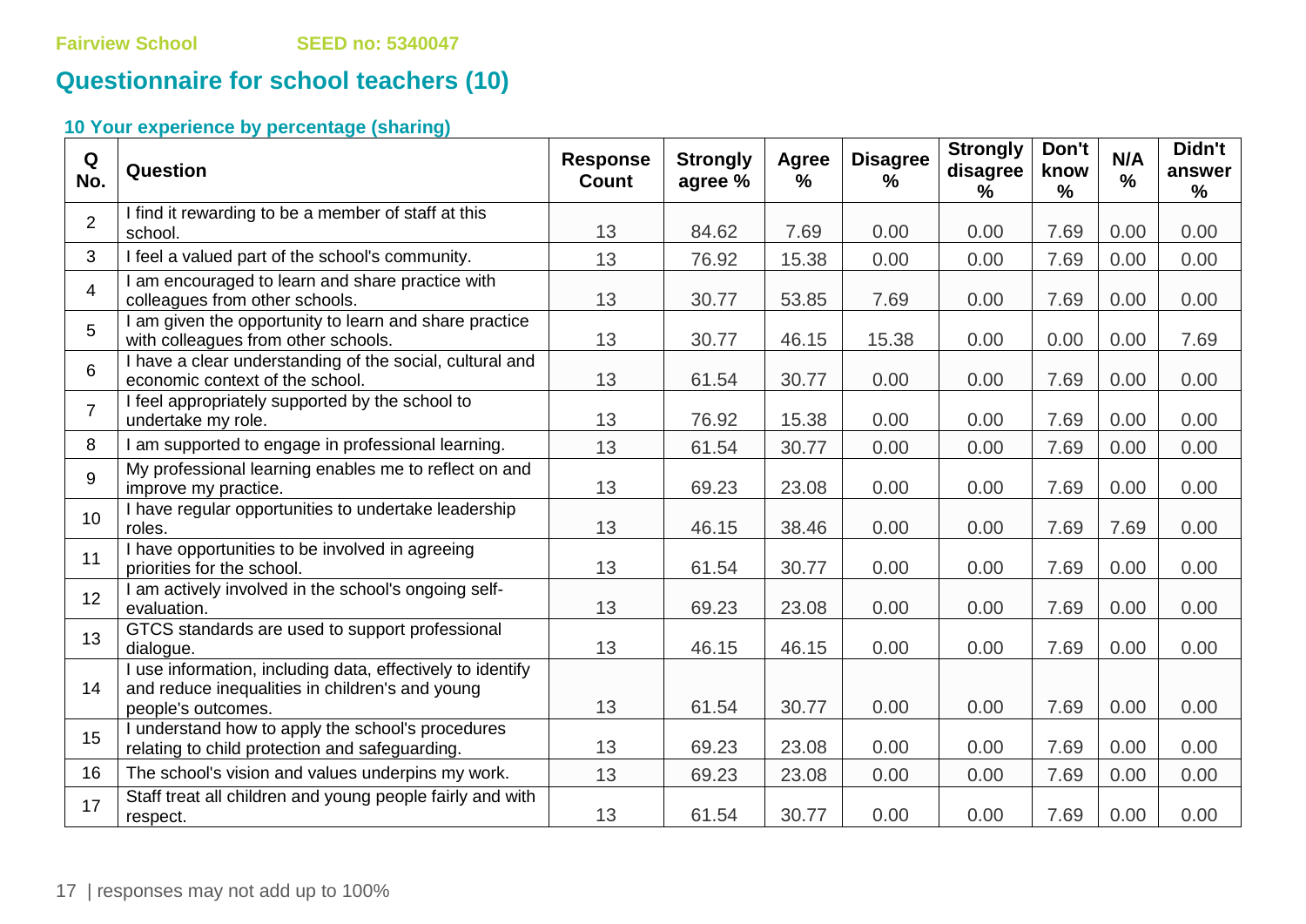Fairview School SEED no: 5340047

## Questionnaire for school teachers (10)

### 10 Your experience by percentage (sharing)

| Q No. | Question | Response Count | Strongly agree % | Agree % | Disagree % | Strongly disagree % | Don't know % | N/A % | Didn't answer % |
|---|---|---|---|---|---|---|---|---|---|
| 2 | I find it rewarding to be a member of staff at this school. | 13 | 84.62 | 7.69 | 0.00 | 0.00 | 7.69 | 0.00 | 0.00 |
| 3 | I feel a valued part of the school's community. | 13 | 76.92 | 15.38 | 0.00 | 0.00 | 7.69 | 0.00 | 0.00 |
| 4 | I am encouraged to learn and share practice with colleagues from other schools. | 13 | 30.77 | 53.85 | 7.69 | 0.00 | 7.69 | 0.00 | 0.00 |
| 5 | I am given the opportunity to learn and share practice with colleagues from other schools. | 13 | 30.77 | 46.15 | 15.38 | 0.00 | 0.00 | 0.00 | 7.69 |
| 6 | I have a clear understanding of the social, cultural and economic context of the school. | 13 | 61.54 | 30.77 | 0.00 | 0.00 | 7.69 | 0.00 | 0.00 |
| 7 | I feel appropriately supported by the school to undertake my role. | 13 | 76.92 | 15.38 | 0.00 | 0.00 | 7.69 | 0.00 | 0.00 |
| 8 | I am supported to engage in professional learning. | 13 | 61.54 | 30.77 | 0.00 | 0.00 | 7.69 | 0.00 | 0.00 |
| 9 | My professional learning enables me to reflect on and improve my practice. | 13 | 69.23 | 23.08 | 0.00 | 0.00 | 7.69 | 0.00 | 0.00 |
| 10 | I have regular opportunities to undertake leadership roles. | 13 | 46.15 | 38.46 | 0.00 | 0.00 | 7.69 | 7.69 | 0.00 |
| 11 | I have opportunities to be involved in agreeing priorities for the school. | 13 | 61.54 | 30.77 | 0.00 | 0.00 | 7.69 | 0.00 | 0.00 |
| 12 | I am actively involved in the school's ongoing self-evaluation. | 13 | 69.23 | 23.08 | 0.00 | 0.00 | 7.69 | 0.00 | 0.00 |
| 13 | GTCS standards are used to support professional dialogue. | 13 | 46.15 | 46.15 | 0.00 | 0.00 | 7.69 | 0.00 | 0.00 |
| 14 | I use information, including data, effectively to identify and reduce inequalities in children's and young people's outcomes. | 13 | 61.54 | 30.77 | 0.00 | 0.00 | 7.69 | 0.00 | 0.00 |
| 15 | I understand how to apply the school's procedures relating to child protection and safeguarding. | 13 | 69.23 | 23.08 | 0.00 | 0.00 | 7.69 | 0.00 | 0.00 |
| 16 | The school's vision and values underpins my work. | 13 | 69.23 | 23.08 | 0.00 | 0.00 | 7.69 | 0.00 | 0.00 |
| 17 | Staff treat all children and young people fairly and with respect. | 13 | 61.54 | 30.77 | 0.00 | 0.00 | 7.69 | 0.00 | 0.00 |

responses may not add up to 100%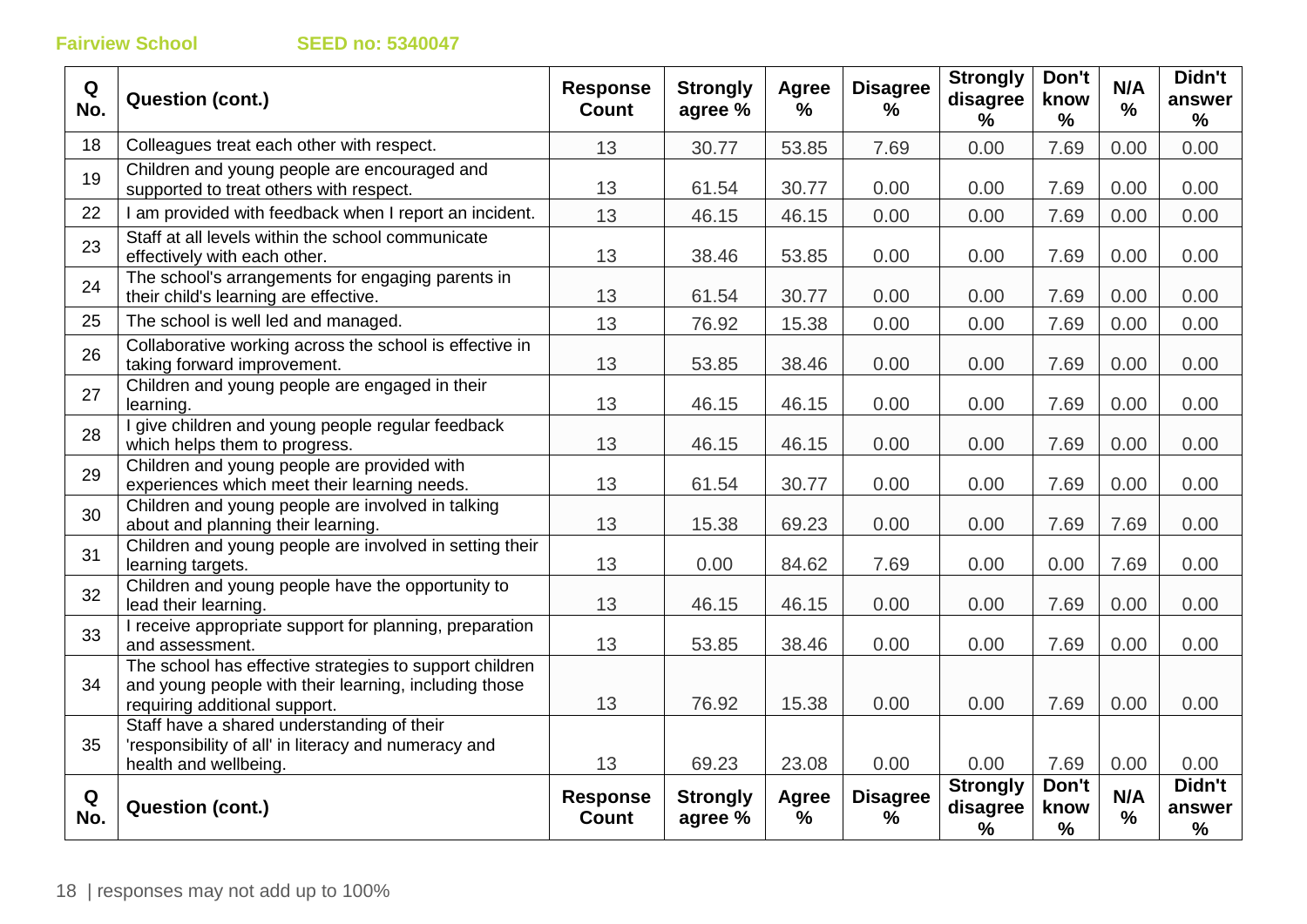**Fairview School** **SEED no: 5340047**

| Q No. | Question (cont.) | Response Count | Strongly agree % | Agree % | Disagree % | Strongly disagree % | Don't know % | N/A % | Didn't answer % |
|---|---|---|---|---|---|---|---|---|---|
| 18 | Colleagues treat each other with respect. | 13 | 30.77 | 53.85 | 7.69 | 0.00 | 7.69 | 0.00 | 0.00 |
| 19 | Children and young people are encouraged and supported to treat others with respect. | 13 | 61.54 | 30.77 | 0.00 | 0.00 | 7.69 | 0.00 | 0.00 |
| 22 | I am provided with feedback when I report an incident. | 13 | 46.15 | 46.15 | 0.00 | 0.00 | 7.69 | 0.00 | 0.00 |
| 23 | Staff at all levels within the school communicate effectively with each other. | 13 | 38.46 | 53.85 | 0.00 | 0.00 | 7.69 | 0.00 | 0.00 |
| 24 | The school's arrangements for engaging parents in their child's learning are effective. | 13 | 61.54 | 30.77 | 0.00 | 0.00 | 7.69 | 0.00 | 0.00 |
| 25 | The school is well led and managed. | 13 | 76.92 | 15.38 | 0.00 | 0.00 | 7.69 | 0.00 | 0.00 |
| 26 | Collaborative working across the school is effective in taking forward improvement. | 13 | 53.85 | 38.46 | 0.00 | 0.00 | 7.69 | 0.00 | 0.00 |
| 27 | Children and young people are engaged in their learning. | 13 | 46.15 | 46.15 | 0.00 | 0.00 | 7.69 | 0.00 | 0.00 |
| 28 | I give children and young people regular feedback which helps them to progress. | 13 | 46.15 | 46.15 | 0.00 | 0.00 | 7.69 | 0.00 | 0.00 |
| 29 | Children and young people are provided with experiences which meet their learning needs. | 13 | 61.54 | 30.77 | 0.00 | 0.00 | 7.69 | 0.00 | 0.00 |
| 30 | Children and young people are involved in talking about and planning their learning. | 13 | 15.38 | 69.23 | 0.00 | 0.00 | 7.69 | 7.69 | 0.00 |
| 31 | Children and young people are involved in setting their learning targets. | 13 | 0.00 | 84.62 | 7.69 | 0.00 | 0.00 | 7.69 | 0.00 |
| 32 | Children and young people have the opportunity to lead their learning. | 13 | 46.15 | 46.15 | 0.00 | 0.00 | 7.69 | 0.00 | 0.00 |
| 33 | I receive appropriate support for planning, preparation and assessment. | 13 | 53.85 | 38.46 | 0.00 | 0.00 | 7.69 | 0.00 | 0.00 |
| 34 | The school has effective strategies to support children and young people with their learning, including those requiring additional support. | 13 | 76.92 | 15.38 | 0.00 | 0.00 | 7.69 | 0.00 | 0.00 |
| 35 | Staff have a shared understanding of their 'responsibility of all' in literacy and numeracy and health and wellbeing. | 13 | 69.23 | 23.08 | 0.00 | 0.00 | 7.69 | 0.00 | 0.00 |
| Q No. | Question (cont.) | Response Count | Strongly agree % | Agree % | Disagree % | Strongly disagree % | Don't know % | N/A % | Didn't answer % |

responses may not add up to 100%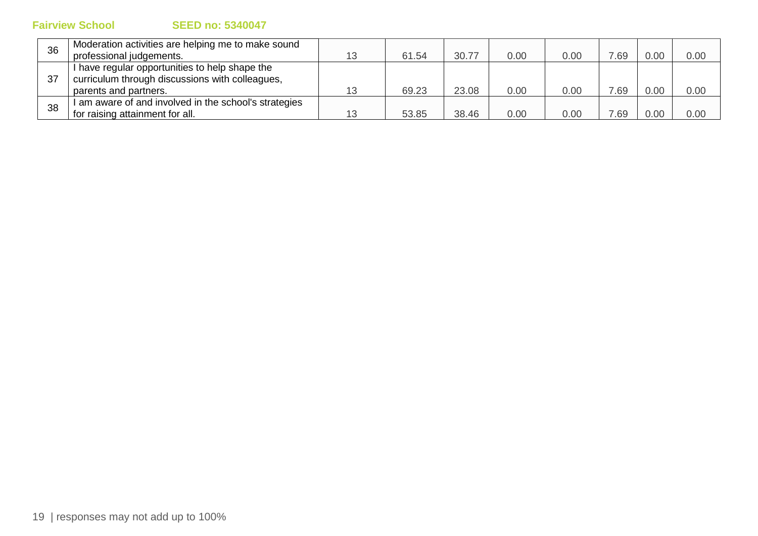**Fairview School** **SEED no: 5340047**

| | | | | | | | | | |
|---|---|---|---|---|---|---|---|---|---|
| 36 | Moderation activities are helping me to make sound professional judgements. | 13 | 61.54 | 30.77 | 0.00 | 0.00 | 7.69 | 0.00 | 0.00 |
| 37 | I have regular opportunities to help shape the curriculum through discussions with colleagues, parents and partners. | 13 | 69.23 | 23.08 | 0.00 | 0.00 | 7.69 | 0.00 | 0.00 |
| 38 | I am aware of and involved in the school's strategies for raising attainment for all. | 13 | 53.85 | 38.46 | 0.00 | 0.00 | 7.69 | 0.00 | 0.00 |

| responses may not add up to 100%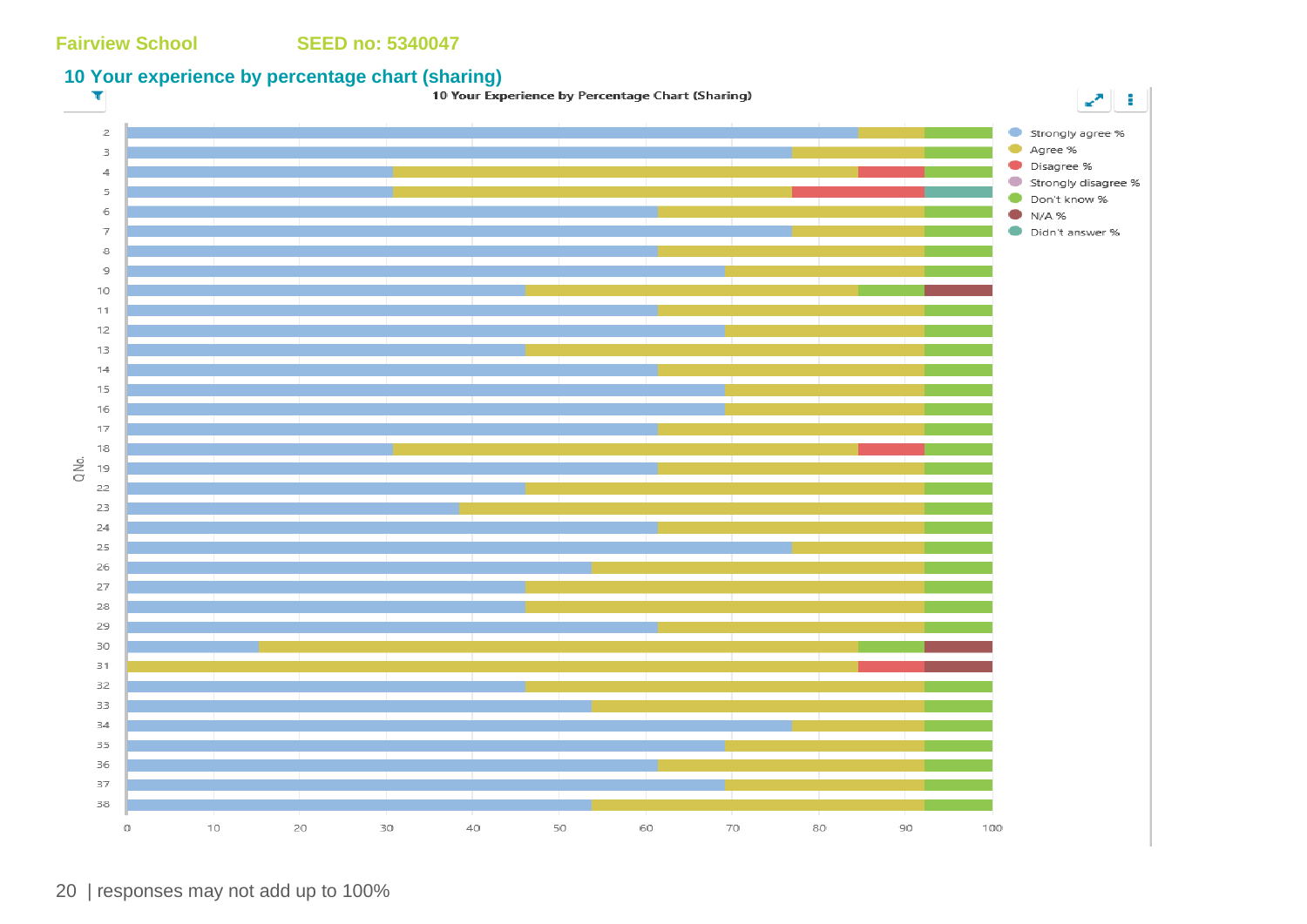Fairview School SEED no: 5340047

## 10 Your experience by percentage chart (sharing)

10 Your Experience by Percentage Chart (Sharing)

Q No.: 2, 3, 4, 5, 6, 7, 8, 9, 10, 11, 12, 13, 14, 15, 16, 17, 18, 19, 22, 23, 24, 25, 26, 27, 28, 29, 30, 31, 32, 33, 34, 35, 36, 37, 38

0 10 20 30 40 50 60 70 80 90 100

Strongly agree %
Agree %
Disagree %
Strongly disagree %
Don't know %
N/A %
Didn't answer %

| responses may not add up to 100%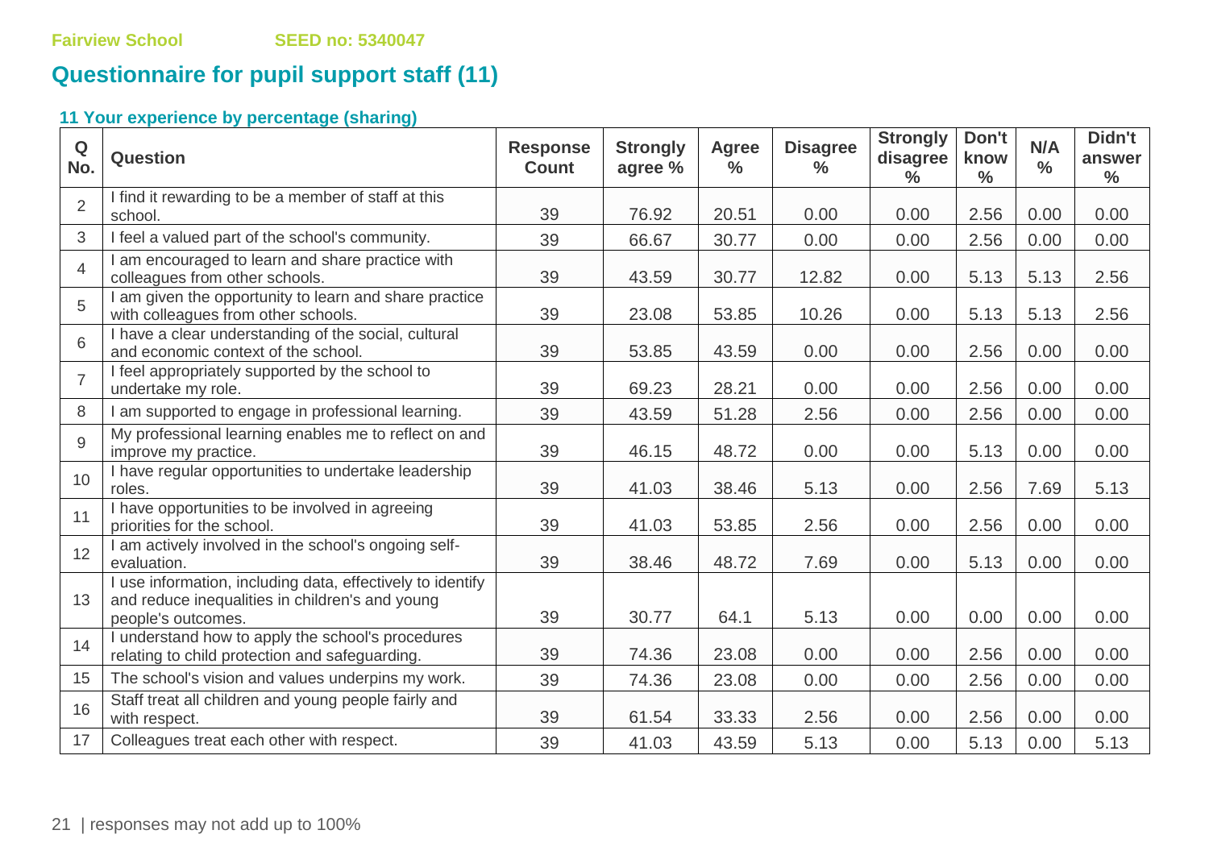Fairview School SEED no: 5340047

## Questionnaire for pupil support staff (11)

### 11 Your experience by percentage (sharing)

| Q No. | Question | Response Count | Strongly agree % | Agree % | Disagree % | Strongly disagree % | Don't know % | N/A % | Didn't answer % |
|---|---|---|---|---|---|---|---|---|---|
| 2 | I find it rewarding to be a member of staff at this school. | 39 | 76.92 | 20.51 | 0.00 | 0.00 | 2.56 | 0.00 | 0.00 |
| 3 | I feel a valued part of the school's community. | 39 | 66.67 | 30.77 | 0.00 | 0.00 | 2.56 | 0.00 | 0.00 |
| 4 | I am encouraged to learn and share practice with colleagues from other schools. | 39 | 43.59 | 30.77 | 12.82 | 0.00 | 5.13 | 5.13 | 2.56 |
| 5 | I am given the opportunity to learn and share practice with colleagues from other schools. | 39 | 23.08 | 53.85 | 10.26 | 0.00 | 5.13 | 5.13 | 2.56 |
| 6 | I have a clear understanding of the social, cultural and economic context of the school. | 39 | 53.85 | 43.59 | 0.00 | 0.00 | 2.56 | 0.00 | 0.00 |
| 7 | I feel appropriately supported by the school to undertake my role. | 39 | 69.23 | 28.21 | 0.00 | 0.00 | 2.56 | 0.00 | 0.00 |
| 8 | I am supported to engage in professional learning. | 39 | 43.59 | 51.28 | 2.56 | 0.00 | 2.56 | 0.00 | 0.00 |
| 9 | My professional learning enables me to reflect on and improve my practice. | 39 | 46.15 | 48.72 | 0.00 | 0.00 | 5.13 | 0.00 | 0.00 |
| 10 | I have regular opportunities to undertake leadership roles. | 39 | 41.03 | 38.46 | 5.13 | 0.00 | 2.56 | 7.69 | 5.13 |
| 11 | I have opportunities to be involved in agreeing priorities for the school. | 39 | 41.03 | 53.85 | 2.56 | 0.00 | 2.56 | 0.00 | 0.00 |
| 12 | I am actively involved in the school's ongoing self-evaluation. | 39 | 38.46 | 48.72 | 7.69 | 0.00 | 5.13 | 0.00 | 0.00 |
| 13 | I use information, including data, effectively to identify and reduce inequalities in children's and young people's outcomes. | 39 | 30.77 | 64.1 | 5.13 | 0.00 | 0.00 | 0.00 | 0.00 |
| 14 | I understand how to apply the school's procedures relating to child protection and safeguarding. | 39 | 74.36 | 23.08 | 0.00 | 0.00 | 2.56 | 0.00 | 0.00 |
| 15 | The school's vision and values underpins my work. | 39 | 74.36 | 23.08 | 0.00 | 0.00 | 2.56 | 0.00 | 0.00 |
| 16 | Staff treat all children and young people fairly and with respect. | 39 | 61.54 | 33.33 | 2.56 | 0.00 | 2.56 | 0.00 | 0.00 |
| 17 | Colleagues treat each other with respect. | 39 | 41.03 | 43.59 | 5.13 | 0.00 | 5.13 | 0.00 | 5.13 |

responses may not add up to 100%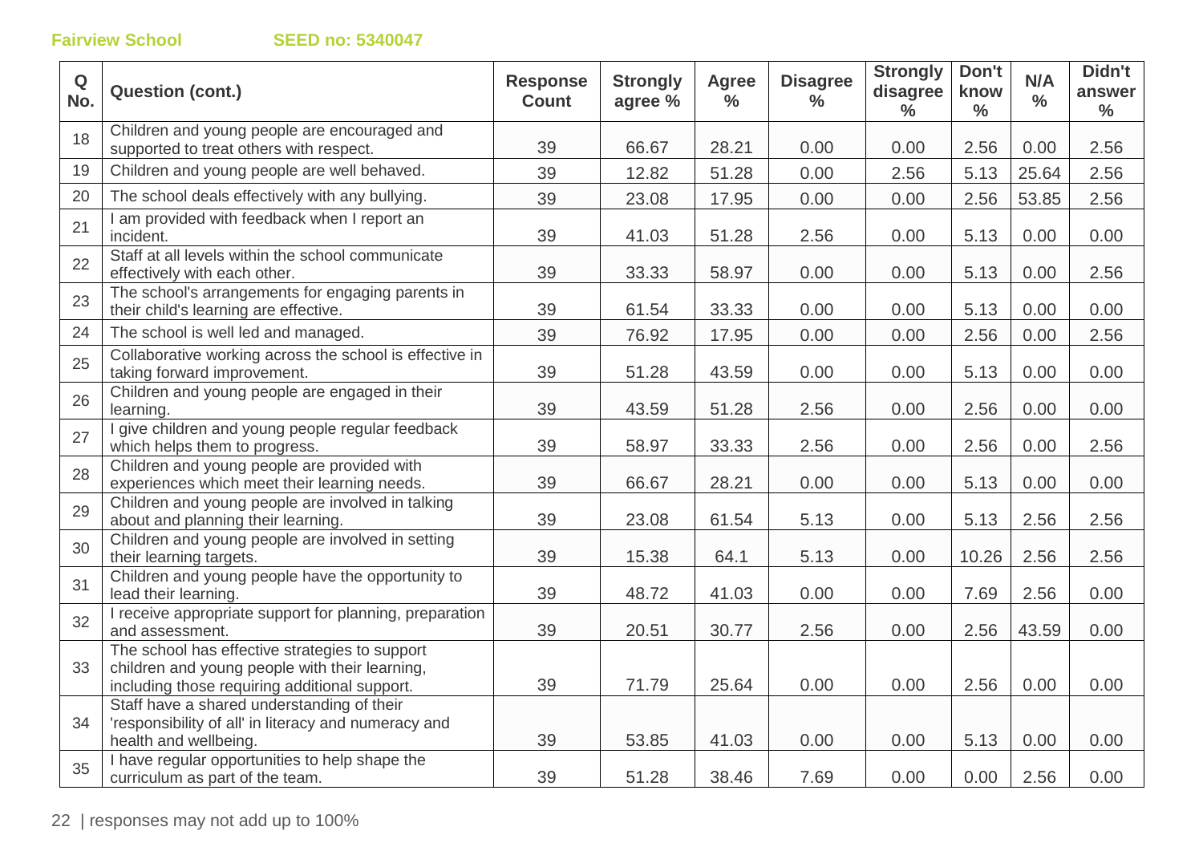**Fairview School** **SEED no: 5340047**

| Q No. | Question (cont.) | Response Count | Strongly agree % | Agree % | Disagree % | Strongly disagree % | Don't know % | N/A % | Didn't answer % |
|---|---|---|---|---|---|---|---|---|---|
| 18 | Children and young people are encouraged and supported to treat others with respect. | 39 | 66.67 | 28.21 | 0.00 | 0.00 | 2.56 | 0.00 | 2.56 |
| 19 | Children and young people are well behaved. | 39 | 12.82 | 51.28 | 0.00 | 2.56 | 5.13 | 25.64 | 2.56 |
| 20 | The school deals effectively with any bullying. | 39 | 23.08 | 17.95 | 0.00 | 0.00 | 2.56 | 53.85 | 2.56 |
| 21 | I am provided with feedback when I report an incident. | 39 | 41.03 | 51.28 | 2.56 | 0.00 | 5.13 | 0.00 | 0.00 |
| 22 | Staff at all levels within the school communicate effectively with each other. | 39 | 33.33 | 58.97 | 0.00 | 0.00 | 5.13 | 0.00 | 2.56 |
| 23 | The school's arrangements for engaging parents in their child's learning are effective. | 39 | 61.54 | 33.33 | 0.00 | 0.00 | 5.13 | 0.00 | 0.00 |
| 24 | The school is well led and managed. | 39 | 76.92 | 17.95 | 0.00 | 0.00 | 2.56 | 0.00 | 2.56 |
| 25 | Collaborative working across the school is effective in taking forward improvement. | 39 | 51.28 | 43.59 | 0.00 | 0.00 | 5.13 | 0.00 | 0.00 |
| 26 | Children and young people are engaged in their learning. | 39 | 43.59 | 51.28 | 2.56 | 0.00 | 2.56 | 0.00 | 0.00 |
| 27 | I give children and young people regular feedback which helps them to progress. | 39 | 58.97 | 33.33 | 2.56 | 0.00 | 2.56 | 0.00 | 2.56 |
| 28 | Children and young people are provided with experiences which meet their learning needs. | 39 | 66.67 | 28.21 | 0.00 | 0.00 | 5.13 | 0.00 | 0.00 |
| 29 | Children and young people are involved in talking about and planning their learning. | 39 | 23.08 | 61.54 | 5.13 | 0.00 | 5.13 | 2.56 | 2.56 |
| 30 | Children and young people are involved in setting their learning targets. | 39 | 15.38 | 64.1 | 5.13 | 0.00 | 10.26 | 2.56 | 2.56 |
| 31 | Children and young people have the opportunity to lead their learning. | 39 | 48.72 | 41.03 | 0.00 | 0.00 | 7.69 | 2.56 | 0.00 |
| 32 | I receive appropriate support for planning, preparation and assessment. | 39 | 20.51 | 30.77 | 2.56 | 0.00 | 2.56 | 43.59 | 0.00 |
| 33 | The school has effective strategies to support children and young people with their learning, including those requiring additional support. | 39 | 71.79 | 25.64 | 0.00 | 0.00 | 2.56 | 0.00 | 0.00 |
| 34 | Staff have a shared understanding of their 'responsibility of all' in literacy and numeracy and health and wellbeing. | 39 | 53.85 | 41.03 | 0.00 | 0.00 | 5.13 | 0.00 | 0.00 |
| 35 | I have regular opportunities to help shape the curriculum as part of the team. | 39 | 51.28 | 38.46 | 7.69 | 0.00 | 0.00 | 2.56 | 0.00 |

responses may not add up to 100%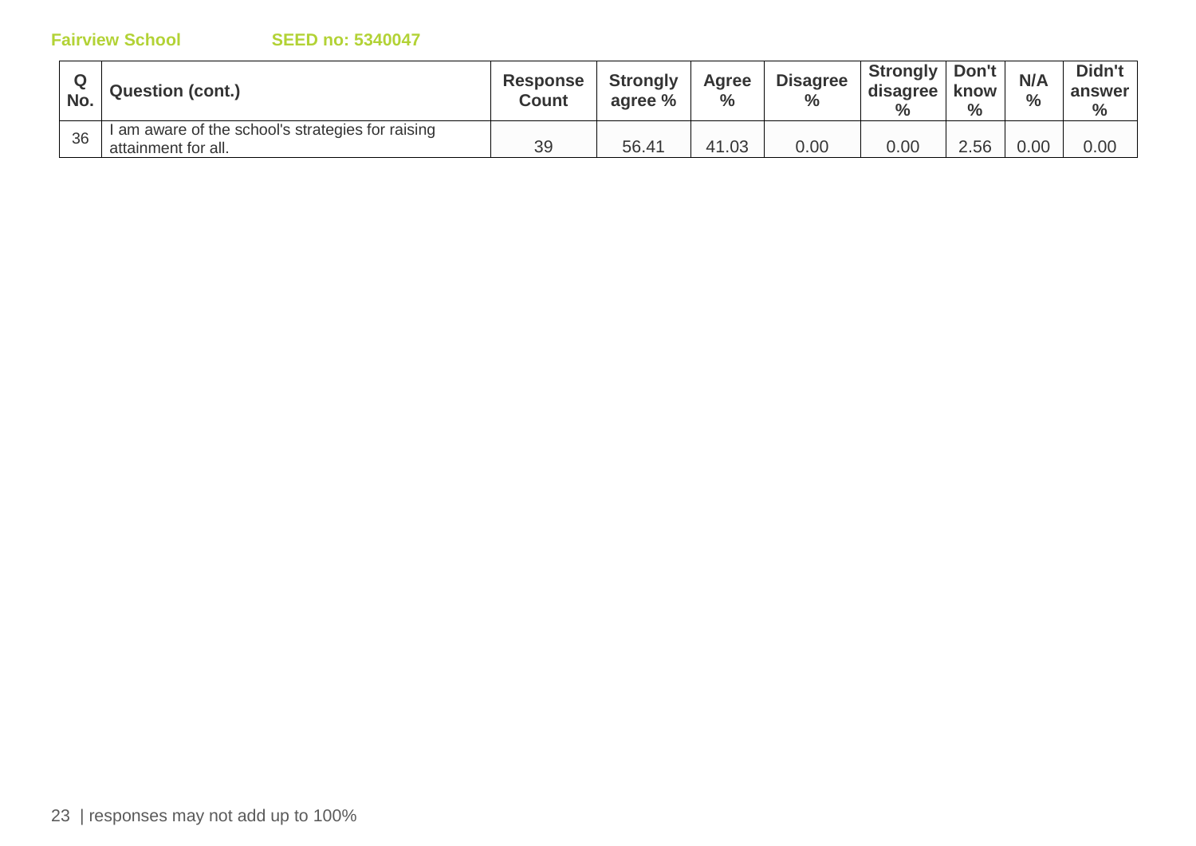| Q No. | Question (cont.) | Response Count | Strongly agree % | Agree % | Disagree % | Strongly disagree % | Don't know % | N/A % | Didn't answer % |
|---|---|---|---|---|---|---|---|---|---|
| 36 | I am aware of the school's strategies for raising attainment for all. | 39 | 56.41 | 41.03 | 0.00 | 0.00 | 2.56 | 0.00 | 0.00 |

responses may not add up to 100%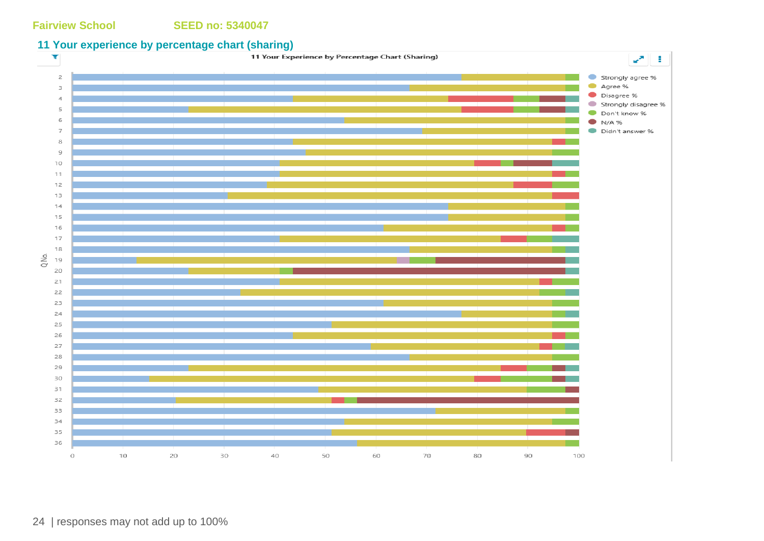Fairview School SEED no: 5340047

## 11 Your experience by percentage chart (sharing)

11 Your Experience by Percentage Chart (Sharing)

Strongly agree %
Agree %
Disagree %
Strongly disagree %
Don't know %
N/A %
Didn't answer %

Q No.
2
3
4
5
6
7
8
9
10
11
12
13
14
15
16
17
18
19
20
21
22
23
24
25
26
27
28
29
30
31
32
33
34
35
36

0 10 20 30 40 50 60 70 80 90 100

| responses may not add up to 100%